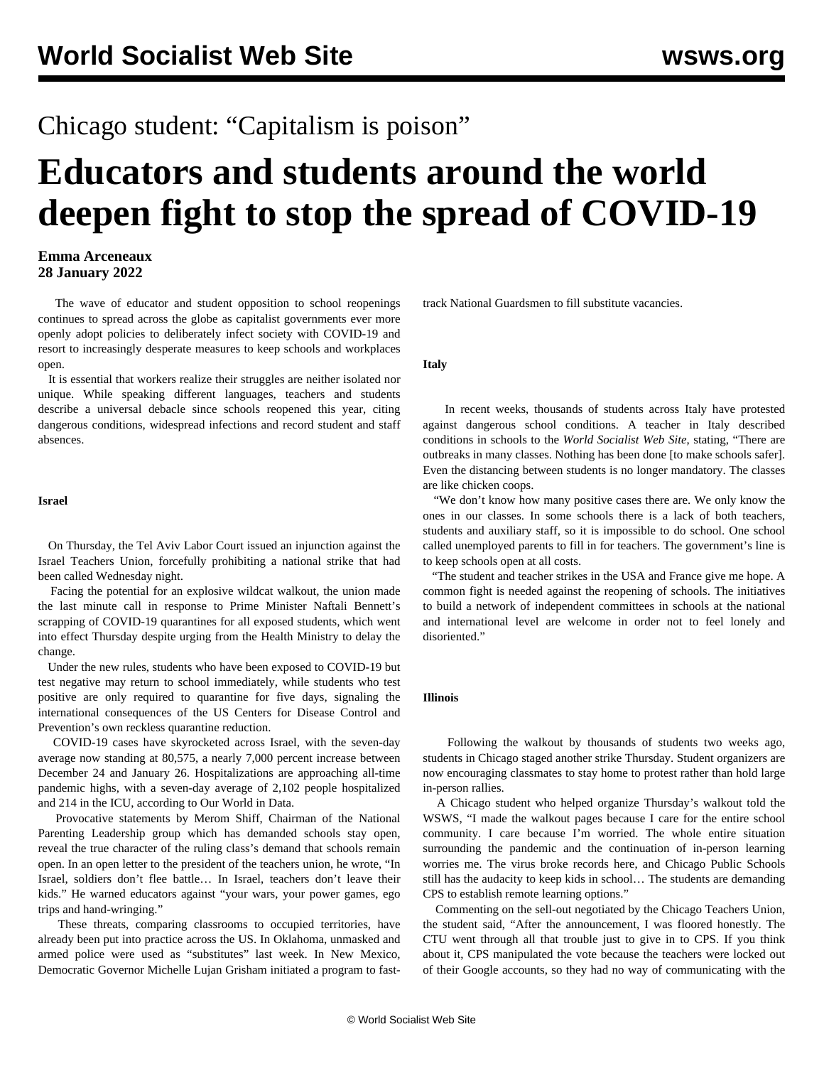Chicago student: "Capitalism is poison"

# Educators and students around the world deepen fight to stop the spread of COVID-19

**Emma Arceneaux**
**28 January 2022**

The wave of educator and student opposition to school reopenings continues to spread across the globe as capitalist governments ever more openly adopt policies to deliberately infect society with COVID-19 and resort to increasingly desperate measures to keep schools and workplaces open.

It is essential that workers realize their struggles are neither isolated nor unique. While speaking different languages, teachers and students describe a universal debacle since schools reopened this year, citing dangerous conditions, widespread infections and record student and staff absences.

**Israel**

On Thursday, the Tel Aviv Labor Court issued an injunction against the Israel Teachers Union, forcefully prohibiting a national strike that had been called Wednesday night.

Facing the potential for an explosive wildcat walkout, the union made the last minute call in response to Prime Minister Naftali Bennett's scrapping of COVID-19 quarantines for all exposed students, which went into effect Thursday despite urging from the Health Ministry to delay the change.

Under the new rules, students who have been exposed to COVID-19 but test negative may return to school immediately, while students who test positive are only required to quarantine for five days, signaling the international consequences of the US Centers for Disease Control and Prevention's own reckless quarantine reduction.

COVID-19 cases have skyrocketed across Israel, with the seven-day average now standing at 80,575, a nearly 7,000 percent increase between December 24 and January 26. Hospitalizations are approaching all-time pandemic highs, with a seven-day average of 2,102 people hospitalized and 214 in the ICU, according to Our World in Data.

Provocative statements by Merom Shiff, Chairman of the National Parenting Leadership group which has demanded schools stay open, reveal the true character of the ruling class's demand that schools remain open. In an open letter to the president of the teachers union, he wrote, "In Israel, soldiers don't flee battle… In Israel, teachers don't leave their kids." He warned educators against "your wars, your power games, ego trips and hand-wringing."

These threats, comparing classrooms to occupied territories, have already been put into practice across the US. In Oklahoma, unmasked and armed police were used as "substitutes" last week. In New Mexico, Democratic Governor Michelle Lujan Grisham initiated a program to fast-track National Guardsmen to fill substitute vacancies.

**Italy**

In recent weeks, thousands of students across Italy have protested against dangerous school conditions. A teacher in Italy described conditions in schools to the *World Socialist Web Site*, stating, "There are outbreaks in many classes. Nothing has been done [to make schools safer]. Even the distancing between students is no longer mandatory. The classes are like chicken coops.

"We don't know how many positive cases there are. We only know the ones in our classes. In some schools there is a lack of both teachers, students and auxiliary staff, so it is impossible to do school. One school called unemployed parents to fill in for teachers. The government's line is to keep schools open at all costs.

"The student and teacher strikes in the USA and France give me hope. A common fight is needed against the reopening of schools. The initiatives to build a network of independent committees in schools at the national and international level are welcome in order not to feel lonely and disoriented."

**Illinois**

Following the walkout by thousands of students two weeks ago, students in Chicago staged another strike Thursday. Student organizers are now encouraging classmates to stay home to protest rather than hold large in-person rallies.

A Chicago student who helped organize Thursday's walkout told the WSWS, "I made the walkout pages because I care for the entire school community. I care because I'm worried. The whole entire situation surrounding the pandemic and the continuation of in-person learning worries me. The virus broke records here, and Chicago Public Schools still has the audacity to keep kids in school… The students are demanding CPS to establish remote learning options."

Commenting on the sell-out negotiated by the Chicago Teachers Union, the student said, "After the announcement, I was floored honestly. The CTU went through all that trouble just to give in to CPS. If you think about it, CPS manipulated the vote because the teachers were locked out of their Google accounts, so they had no way of communicating with the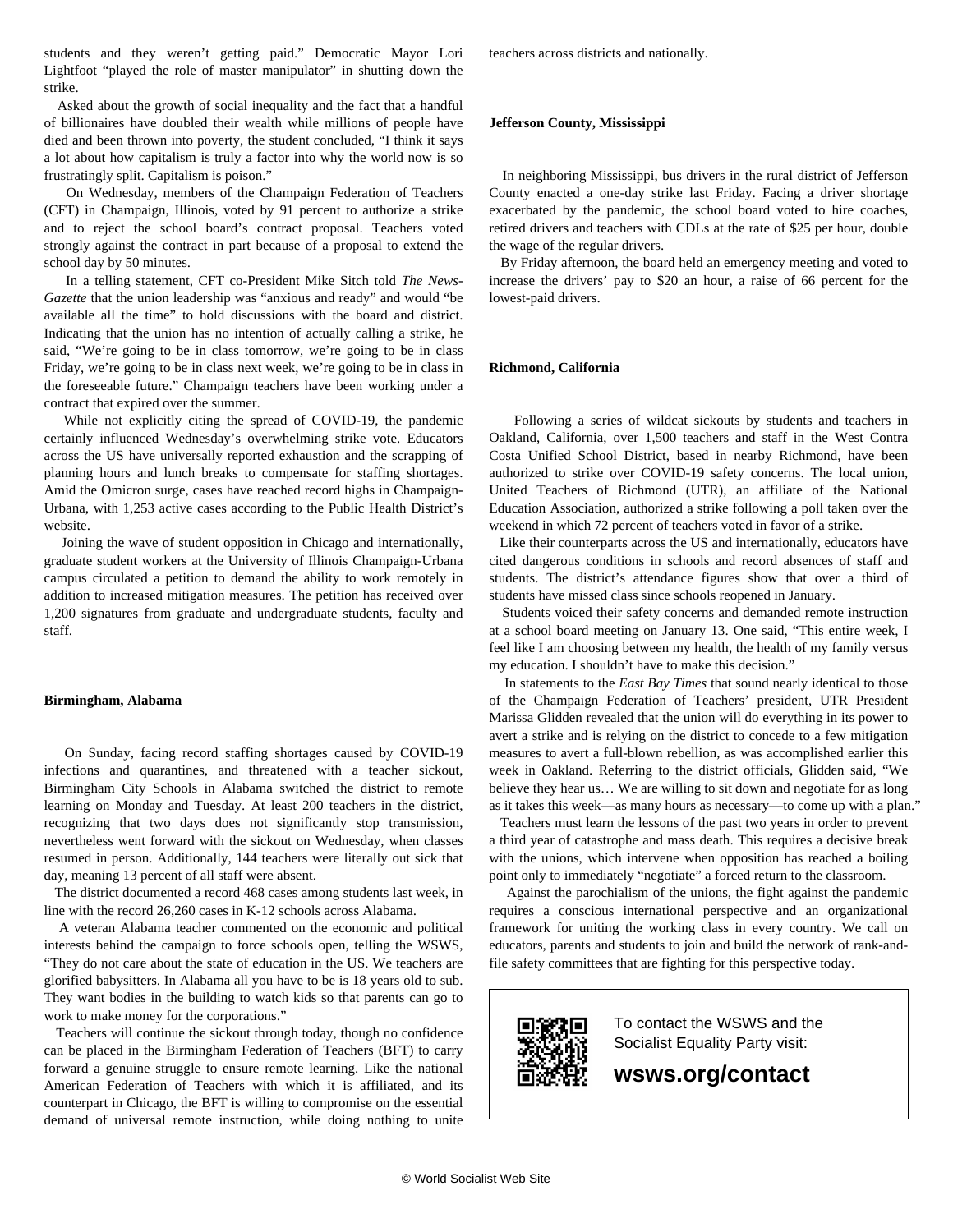students and they weren't getting paid." Democratic Mayor Lori Lightfoot "played the role of master manipulator" in shutting down the strike.

Asked about the growth of social inequality and the fact that a handful of billionaires have doubled their wealth while millions of people have died and been thrown into poverty, the student concluded, "I think it says a lot about how capitalism is truly a factor into why the world now is so frustratingly split. Capitalism is poison."

On Wednesday, members of the Champaign Federation of Teachers (CFT) in Champaign, Illinois, voted by 91 percent to authorize a strike and to reject the school board's contract proposal. Teachers voted strongly against the contract in part because of a proposal to extend the school day by 50 minutes.

In a telling statement, CFT co-President Mike Sitch told *The News-Gazette* that the union leadership was "anxious and ready" and would "be available all the time" to hold discussions with the board and district. Indicating that the union has no intention of actually calling a strike, he said, "We're going to be in class tomorrow, we're going to be in class Friday, we're going to be in class next week, we're going to be in class in the foreseeable future." Champaign teachers have been working under a contract that expired over the summer.

While not explicitly citing the spread of COVID-19, the pandemic certainly influenced Wednesday's overwhelming strike vote. Educators across the US have universally reported exhaustion and the scrapping of planning hours and lunch breaks to compensate for staffing shortages. Amid the Omicron surge, cases have reached record highs in Champaign-Urbana, with 1,253 active cases according to the Public Health District's website.

Joining the wave of student opposition in Chicago and internationally, graduate student workers at the University of Illinois Champaign-Urbana campus circulated a petition to demand the ability to work remotely in addition to increased mitigation measures. The petition has received over 1,200 signatures from graduate and undergraduate students, faculty and staff.

**Birmingham, Alabama**

On Sunday, facing record staffing shortages caused by COVID-19 infections and quarantines, and threatened with a teacher sickout, Birmingham City Schools in Alabama switched the district to remote learning on Monday and Tuesday. At least 200 teachers in the district, recognizing that two days does not significantly stop transmission, nevertheless went forward with the sickout on Wednesday, when classes resumed in person. Additionally, 144 teachers were literally out sick that day, meaning 13 percent of all staff were absent.

The district documented a record 468 cases among students last week, in line with the record 26,260 cases in K-12 schools across Alabama.

A veteran Alabama teacher commented on the economic and political interests behind the campaign to force schools open, telling the WSWS, "They do not care about the state of education in the US. We teachers are glorified babysitters. In Alabama all you have to be is 18 years old to sub. They want bodies in the building to watch kids so that parents can go to work to make money for the corporations."

Teachers will continue the sickout through today, though no confidence can be placed in the Birmingham Federation of Teachers (BFT) to carry forward a genuine struggle to ensure remote learning. Like the national American Federation of Teachers with which it is affiliated, and its counterpart in Chicago, the BFT is willing to compromise on the essential demand of universal remote instruction, while doing nothing to unite teachers across districts and nationally.

**Jefferson County, Mississippi**

In neighboring Mississippi, bus drivers in the rural district of Jefferson County enacted a one-day strike last Friday. Facing a driver shortage exacerbated by the pandemic, the school board voted to hire coaches, retired drivers and teachers with CDLs at the rate of $25 per hour, double the wage of the regular drivers.

By Friday afternoon, the board held an emergency meeting and voted to increase the drivers' pay to $20 an hour, a raise of 66 percent for the lowest-paid drivers.

**Richmond, California**

Following a series of wildcat sickouts by students and teachers in Oakland, California, over 1,500 teachers and staff in the West Contra Costa Unified School District, based in nearby Richmond, have been authorized to strike over COVID-19 safety concerns. The local union, United Teachers of Richmond (UTR), an affiliate of the National Education Association, authorized a strike following a poll taken over the weekend in which 72 percent of teachers voted in favor of a strike.

Like their counterparts across the US and internationally, educators have cited dangerous conditions in schools and record absences of staff and students. The district's attendance figures show that over a third of students have missed class since schools reopened in January.

Students voiced their safety concerns and demanded remote instruction at a school board meeting on January 13. One said, "This entire week, I feel like I am choosing between my health, the health of my family versus my education. I shouldn't have to make this decision."

In statements to the *East Bay Times* that sound nearly identical to those of the Champaign Federation of Teachers' president, UTR President Marissa Glidden revealed that the union will do everything in its power to avert a strike and is relying on the district to concede to a few mitigation measures to avert a full-blown rebellion, as was accomplished earlier this week in Oakland. Referring to the district officials, Glidden said, "We believe they hear us… We are willing to sit down and negotiate for as long as it takes this week—as many hours as necessary—to come up with a plan."

Teachers must learn the lessons of the past two years in order to prevent a third year of catastrophe and mass death. This requires a decisive break with the unions, which intervene when opposition has reached a boiling point only to immediately "negotiate" a forced return to the classroom.

Against the parochialism of the unions, the fight against the pandemic requires a conscious international perspective and an organizational framework for uniting the working class in every country. We call on educators, parents and students to join and build the network of rank-and-file safety committees that are fighting for this perspective today.

To contact the WSWS and the Socialist Equality Party visit:

**wsws.org/contact**